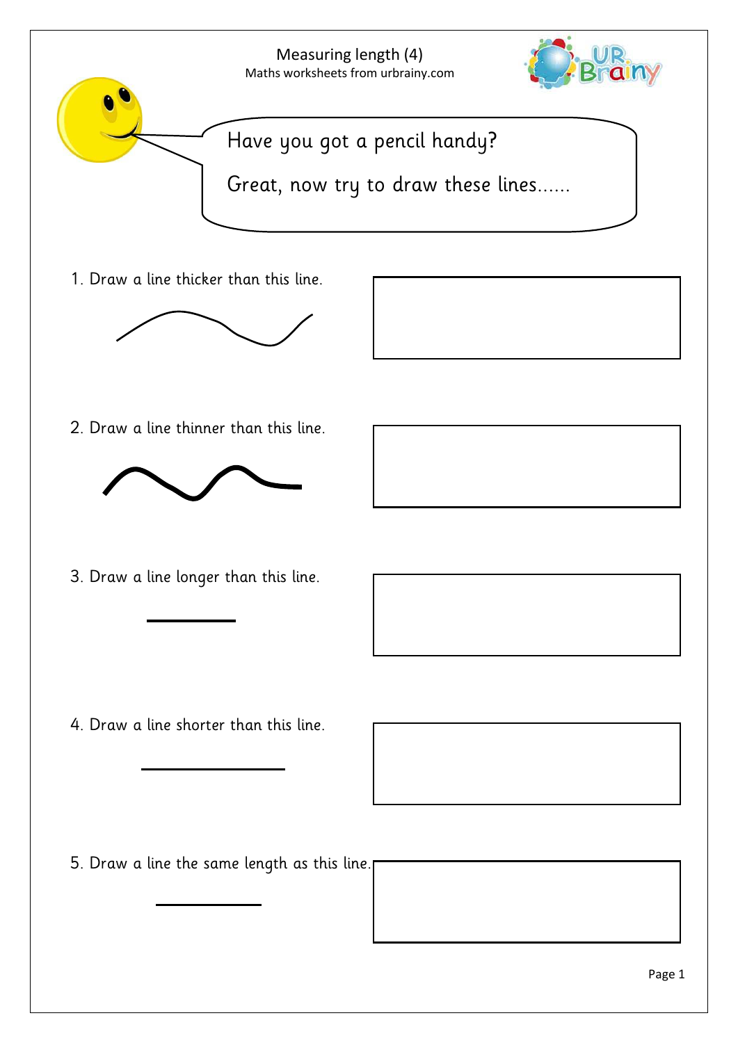# Measuring length (4)

Maths worksheets from urbrainy.com

Have you got a pencil handy?

Great, now try to draw these lines......

1. Draw a line thicker than this line.

2. Draw a line thinner than this line.

3. Draw a line longer than this line.

4. Draw a line shorter than this line.

5. Draw a line the same length as this line.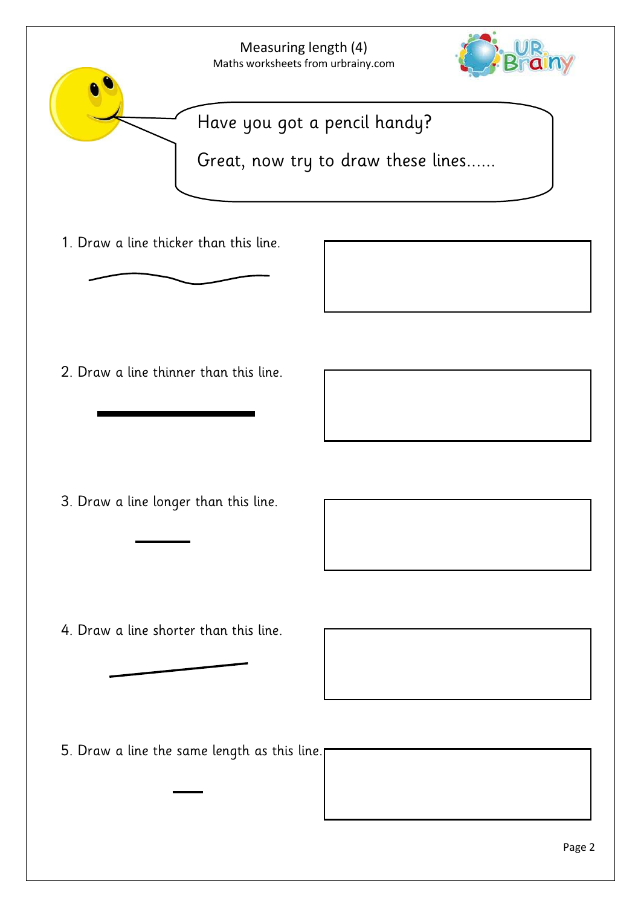# Measuring length (4)

Maths worksheets from urbrainy.com

Have you got a pencil handy?

Great, now try to draw these lines......

1. Draw a line thicker than this line.

2. Draw a line thinner than this line.

3. Draw a line longer than this line.

4. Draw a line shorter than this line.

5. Draw a line the same length as this line.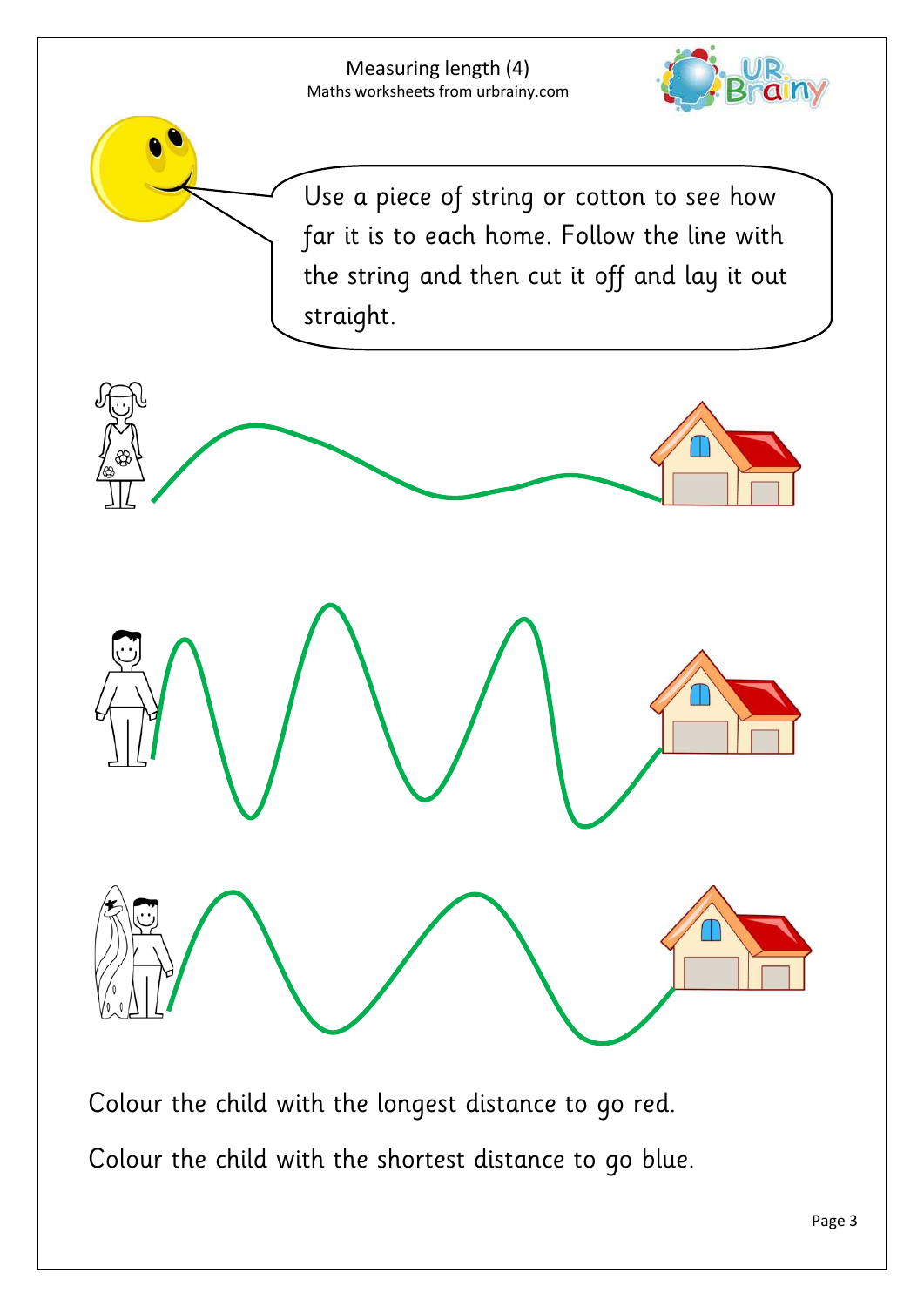# Measuring length (4)

Use a piece of string or cotton to see how far it is to each home. Follow the line with the string and then cut it off and lay it out straight.

Colour the child with the longest distance to go red.

Colour the child with the shortest distance to go blue.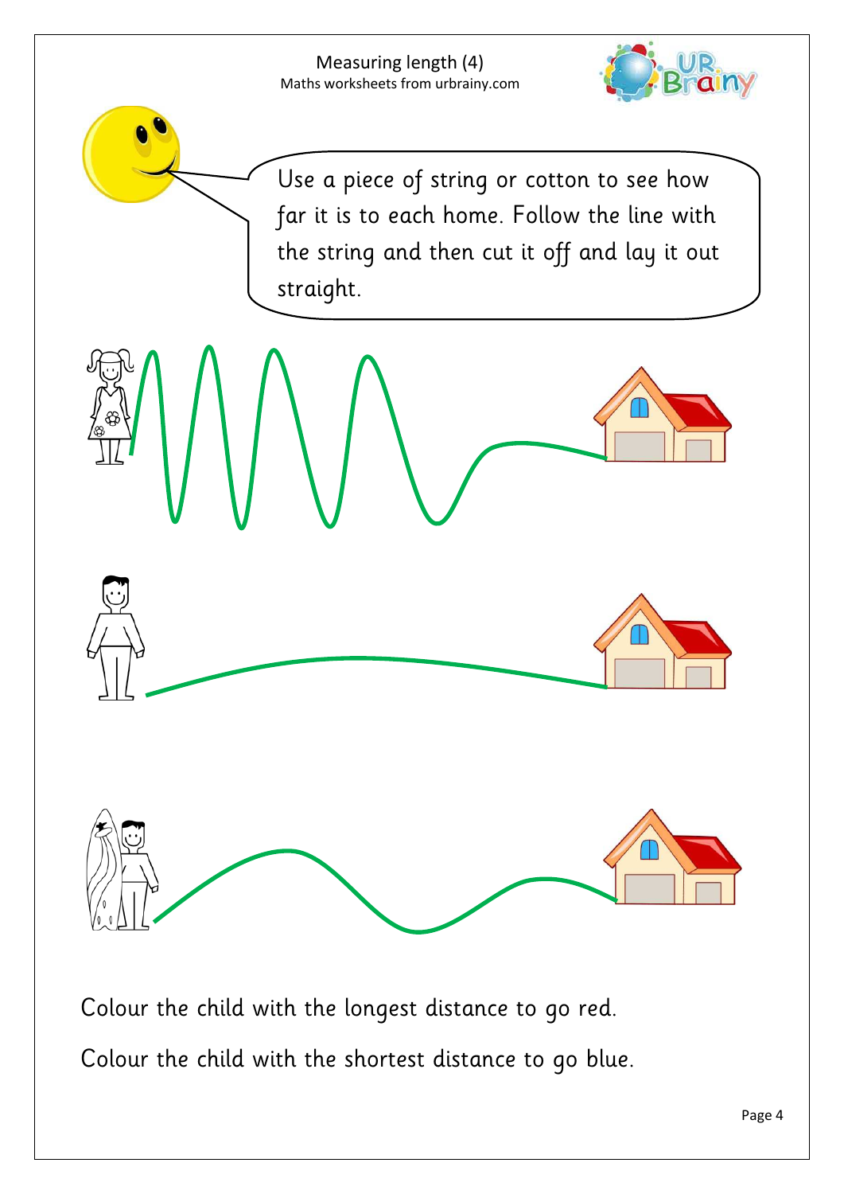# Measuring length (4)

Maths worksheets from urbrainy.com

Use a piece of string or cotton to see how far it is to each home. Follow the line with the string and then cut it off and lay it out straight.

Colour the child with the longest distance to go red.

Colour the child with the shortest distance to go blue.